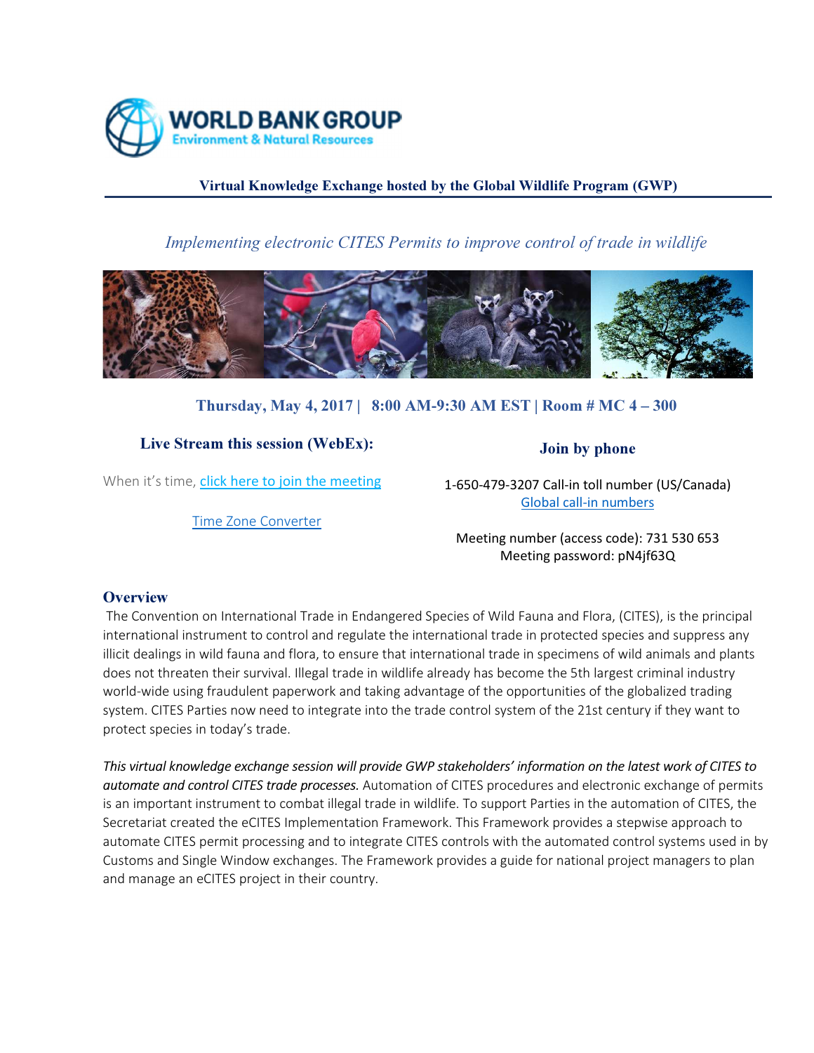WORLD BANK GROUP
Environment & Natural Resources

**Virtual Knowledge Exchange hosted by the Global Wildlife Program (GWP)**

# *Implementing electronic CITES Permits to improve control of trade in wildlife*

**Thursday, May 4, 2017 | 8:00 AM-9:30 AM EST | Room # MC 4 – 300**

### Live Stream this session (WebEx):

When it's time, [click here to join the meeting]

[Time Zone Converter]

### Join by phone

1-650-479-3207 Call-in toll number (US/Canada)
[Global call-in numbers]

Meeting number (access code): 731 530 653
Meeting password: pN4jf63Q

## Overview

The Convention on International Trade in Endangered Species of Wild Fauna and Flora, (CITES), is the principal international instrument to control and regulate the international trade in protected species and suppress any illicit dealings in wild fauna and flora, to ensure that international trade in specimens of wild animals and plants does not threaten their survival. Illegal trade in wildlife already has become the 5th largest criminal industry world-wide using fraudulent paperwork and taking advantage of the opportunities of the globalized trading system. CITES Parties now need to integrate into the trade control system of the 21st century if they want to protect species in today's trade.

*This virtual knowledge exchange session will provide GWP stakeholders' information on the latest work of CITES to automate and control CITES trade processes.* Automation of CITES procedures and electronic exchange of permits is an important instrument to combat illegal trade in wildlife. To support Parties in the automation of CITES, the Secretariat created the eCITES Implementation Framework. This Framework provides a stepwise approach to automate CITES permit processing and to integrate CITES controls with the automated control systems used in by Customs and Single Window exchanges. The Framework provides a guide for national project managers to plan and manage an eCITES project in their country.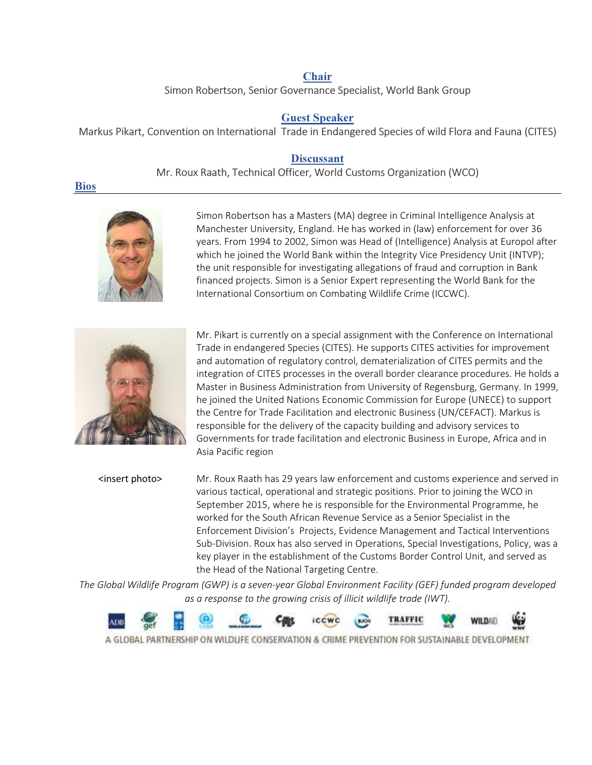**Chair**

Simon Robertson, Senior Governance Specialist, World Bank Group

**Guest Speaker**

Markus Pikart, Convention on International Trade in Endangered Species of wild Flora and Fauna (CITES)

**Discussant**

Mr. Roux Raath, Technical Officer, World Customs Organization (WCO)

**Bios**

Simon Robertson has a Masters (MA) degree in Criminal Intelligence Analysis at Manchester University, England. He has worked in (law) enforcement for over 36 years. From 1994 to 2002, Simon was Head of (Intelligence) Analysis at Europol after which he joined the World Bank within the Integrity Vice Presidency Unit (INTVP); the unit responsible for investigating allegations of fraud and corruption in Bank financed projects. Simon is a Senior Expert representing the World Bank for the International Consortium on Combating Wildlife Crime (ICCWC).

Mr. Pikart is currently on a special assignment with the Conference on International Trade in endangered Species (CITES). He supports CITES activities for improvement and automation of regulatory control, dematerialization of CITES permits and the integration of CITES processes in the overall border clearance procedures. He holds a Master in Business Administration from University of Regensburg, Germany. In 1999, he joined the United Nations Economic Commission for Europe (UNECE) to support the Centre for Trade Facilitation and electronic Business (UN/CEFACT). Markus is responsible for the delivery of the capacity building and advisory services to Governments for trade facilitation and electronic Business in Europe, Africa and in Asia Pacific region

<insert photo>

Mr. Roux Raath has 29 years law enforcement and customs experience and served in various tactical, operational and strategic positions. Prior to joining the WCO in September 2015, where he is responsible for the Environmental Programme, he worked for the South African Revenue Service as a Senior Specialist in the Enforcement Division's Projects, Evidence Management and Tactical Interventions Sub-Division. Roux has also served in Operations, Special Investigations, Policy, was a key player in the establishment of the Customs Border Control Unit, and served as the Head of the National Targeting Centre.

*The Global Wildlife Program (GWP) is a seven-year Global Environment Facility (GEF) funded program developed as a response to the growing crisis of illicit wildlife trade (IWT).*

A GLOBAL PARTNERSHIP ON WILDLIFE CONSERVATION & CRIME PREVENTION FOR SUSTAINABLE DEVELOPMENT